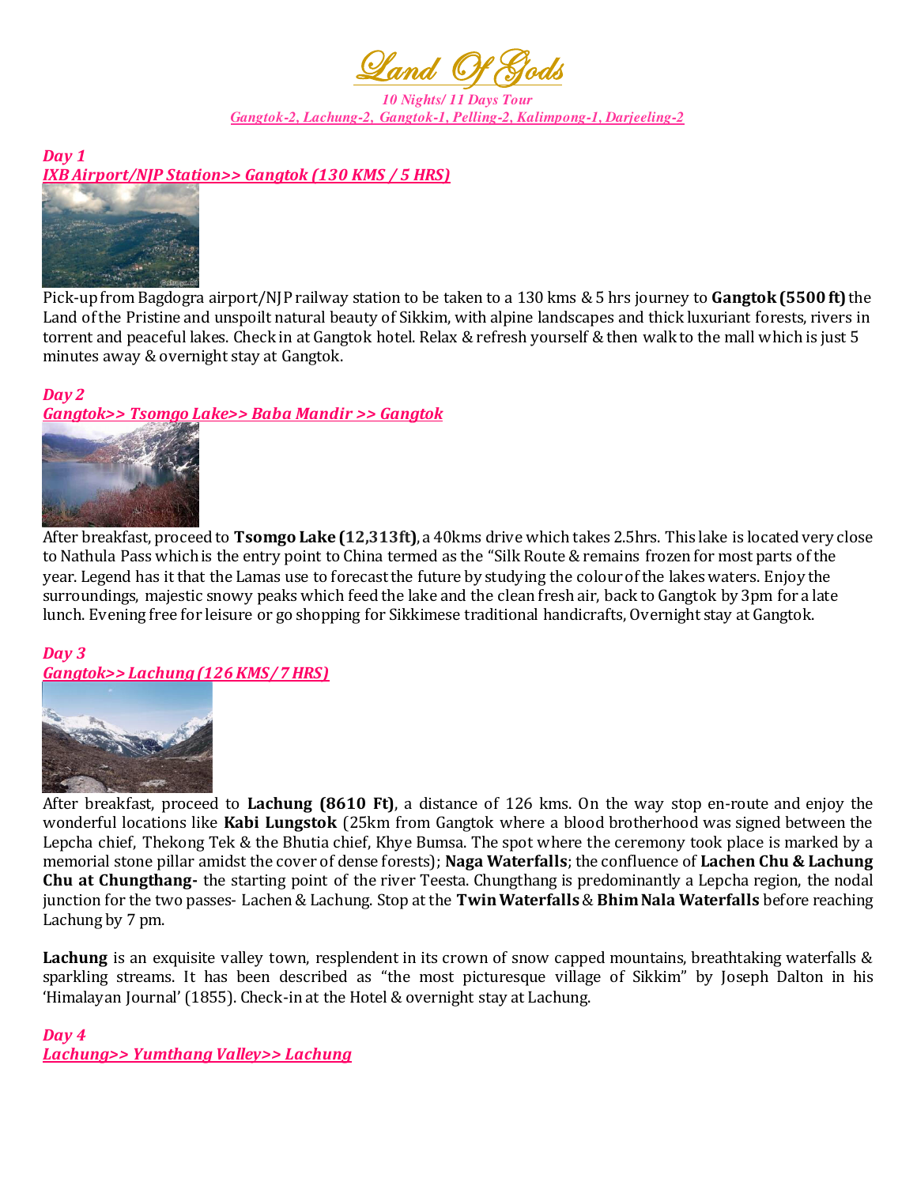# *Land Of Gods*

***10 Nights/ 11 Days Tour***

***Gangtok-2, Lachung-2, Gangtok-1, Pelling-2, Kalimpong-1, Darjeeling-2***

***Day 1***

***IXB Airport/NJP Station>> Gangtok (130 KMS / 5 HRS)***

Pick-up from Bagdogra airport/NJP railway station to be taken to a 130 kms & 5 hrs journey to **Gangtok (5500 ft)** the Land of the Pristine and unspoilt natural beauty of Sikkim, with alpine landscapes and thick luxuriant forests, rivers in torrent and peaceful lakes. Check in at Gangtok hotel. Relax & refresh yourself & then walk to the mall which is just 5 minutes away & overnight stay at Gangtok.

***Day 2***

***Gangtok>> Tsomgo Lake>> Baba Mandir >> Gangtok***

After breakfast, proceed to **Tsomgo Lake (12,313ft)**, a 40kms drive which takes 2.5hrs. This lake is located very close to Nathula Pass which is the entry point to China termed as the "Silk Route & remains frozen for most parts of the year. Legend has it that the Lamas use to forecast the future by studying the colour of the lakes waters. Enjoy the surroundings, majestic snowy peaks which feed the lake and the clean fresh air, back to Gangtok by 3pm for a late lunch. Evening free for leisure or go shopping for Sikkimese traditional handicrafts, Overnight stay at Gangtok.

***Day 3***

***Gangtok>> Lachung (126 KMS/ 7 HRS)***

After breakfast, proceed to **Lachung (8610 Ft)**, a distance of 126 kms. On the way stop en-route and enjoy the wonderful locations like **Kabi Lungstok** (25km from Gangtok where a blood brotherhood was signed between the Lepcha chief, Thekong Tek & the Bhutia chief, Khye Bumsa. The spot where the ceremony took place is marked by a memorial stone pillar amidst the cover of dense forests); **Naga Waterfalls**; the confluence of **Lachen Chu & Lachung Chu at Chungthang-** the starting point of the river Teesta. Chungthang is predominantly a Lepcha region, the nodal junction for the two passes- Lachen & Lachung. Stop at the **Twin Waterfalls** & **Bhim Nala Waterfalls** before reaching Lachung by 7 pm.

**Lachung** is an exquisite valley town, resplendent in its crown of snow capped mountains, breathtaking waterfalls & sparkling streams. It has been described as "the most picturesque village of Sikkim" by Joseph Dalton in his 'Himalayan Journal' (1855). Check-in at the Hotel & overnight stay at Lachung.

***Day 4***

***Lachung>> Yumthang Valley>> Lachung***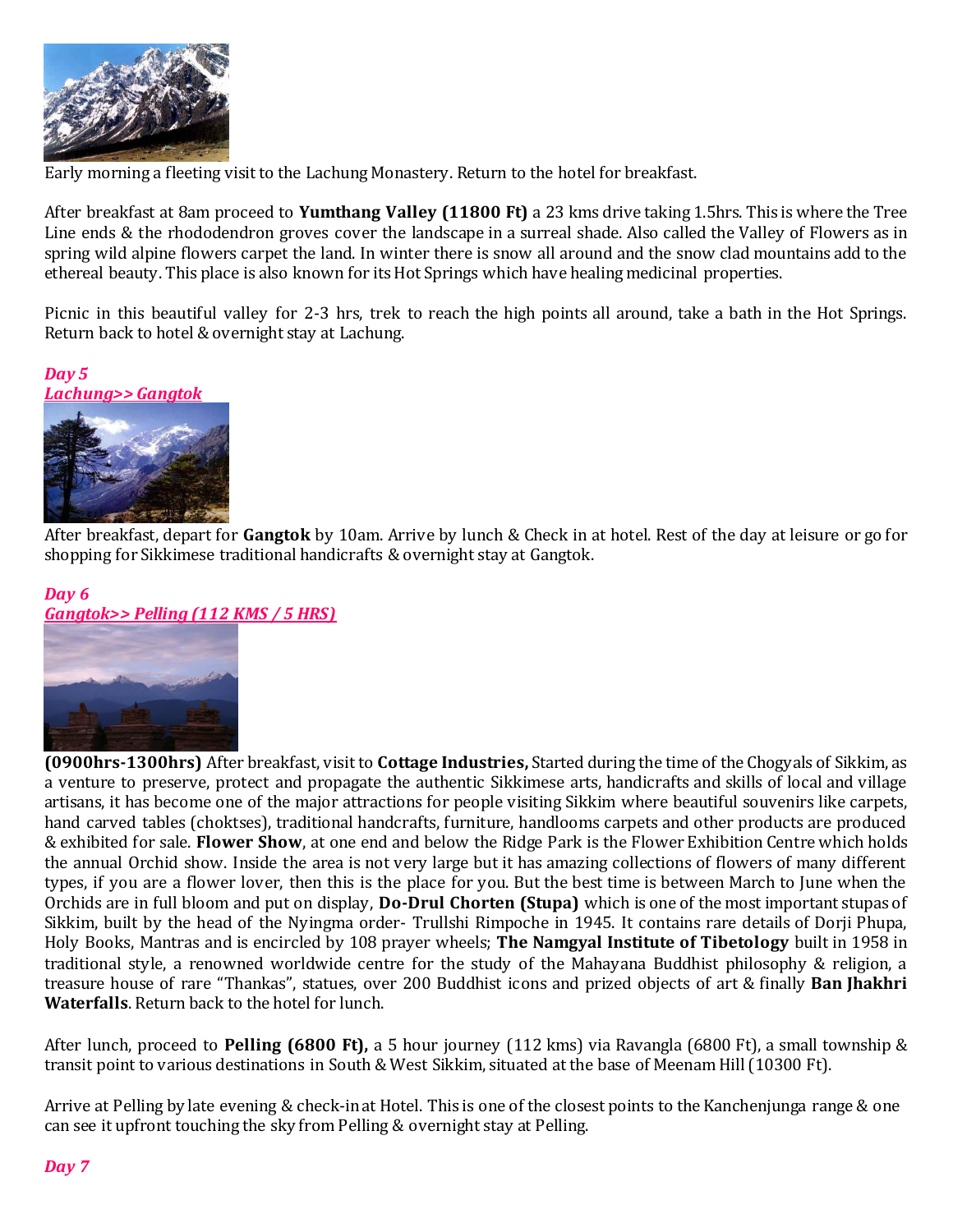Early morning a fleeting visit to the Lachung Monastery. Return to the hotel for breakfast.

After breakfast at 8am proceed to **Yumthang Valley (11800 Ft)** a 23 kms drive taking 1.5hrs. This is where the Tree Line ends & the rhododendron groves cover the landscape in a surreal shade. Also called the Valley of Flowers as in spring wild alpine flowers carpet the land. In winter there is snow all around and the snow clad mountains add to the ethereal beauty. This place is also known for its Hot Springs which have healing medicinal properties.

Picnic in this beautiful valley for 2-3 hrs, trek to reach the high points all around, take a bath in the Hot Springs. Return back to hotel & overnight stay at Lachung.

***Day 5***
***Lachung>> Gangtok***

After breakfast, depart for **Gangtok** by 10am. Arrive by lunch & Check in at hotel. Rest of the day at leisure or go for shopping for Sikkimese traditional handicrafts & overnight stay at Gangtok.

***Day 6***
***Gangtok>> Pelling (112 KMS / 5 HRS)***

**(0900hrs-1300hrs)** After breakfast, visit to **Cottage Industries,** Started during the time of the Chogyals of Sikkim, as a venture to preserve, protect and propagate the authentic Sikkimese arts, handicrafts and skills of local and village artisans, it has become one of the major attractions for people visiting Sikkim where beautiful souvenirs like carpets, hand carved tables (choktses), traditional handcrafts, furniture, handlooms carpets and other products are produced & exhibited for sale. **Flower Show**, at one end and below the Ridge Park is the Flower Exhibition Centre which holds the annual Orchid show. Inside the area is not very large but it has amazing collections of flowers of many different types, if you are a flower lover, then this is the place for you. But the best time is between March to June when the Orchids are in full bloom and put on display, **Do-Drul Chorten (Stupa)** which is one of the most important stupas of Sikkim, built by the head of the Nyingma order- Trullshi Rimpoche in 1945. It contains rare details of Dorji Phupa, Holy Books, Mantras and is encircled by 108 prayer wheels; **The Namgyal Institute of Tibetology** built in 1958 in traditional style, a renowned worldwide centre for the study of the Mahayana Buddhist philosophy & religion, a treasure house of rare "Thankas", statues, over 200 Buddhist icons and prized objects of art & finally **Ban Jhakhri Waterfalls**. Return back to the hotel for lunch.

After lunch, proceed to **Pelling (6800 Ft),** a 5 hour journey (112 kms) via Ravangla (6800 Ft), a small township & transit point to various destinations in South & West Sikkim, situated at the base of Meenam Hill (10300 Ft).

Arrive at Pelling by late evening & check-in at Hotel. This is one of the closest points to the Kanchenjunga range & one can see it upfront touching the sky from Pelling & overnight stay at Pelling.

***Day 7***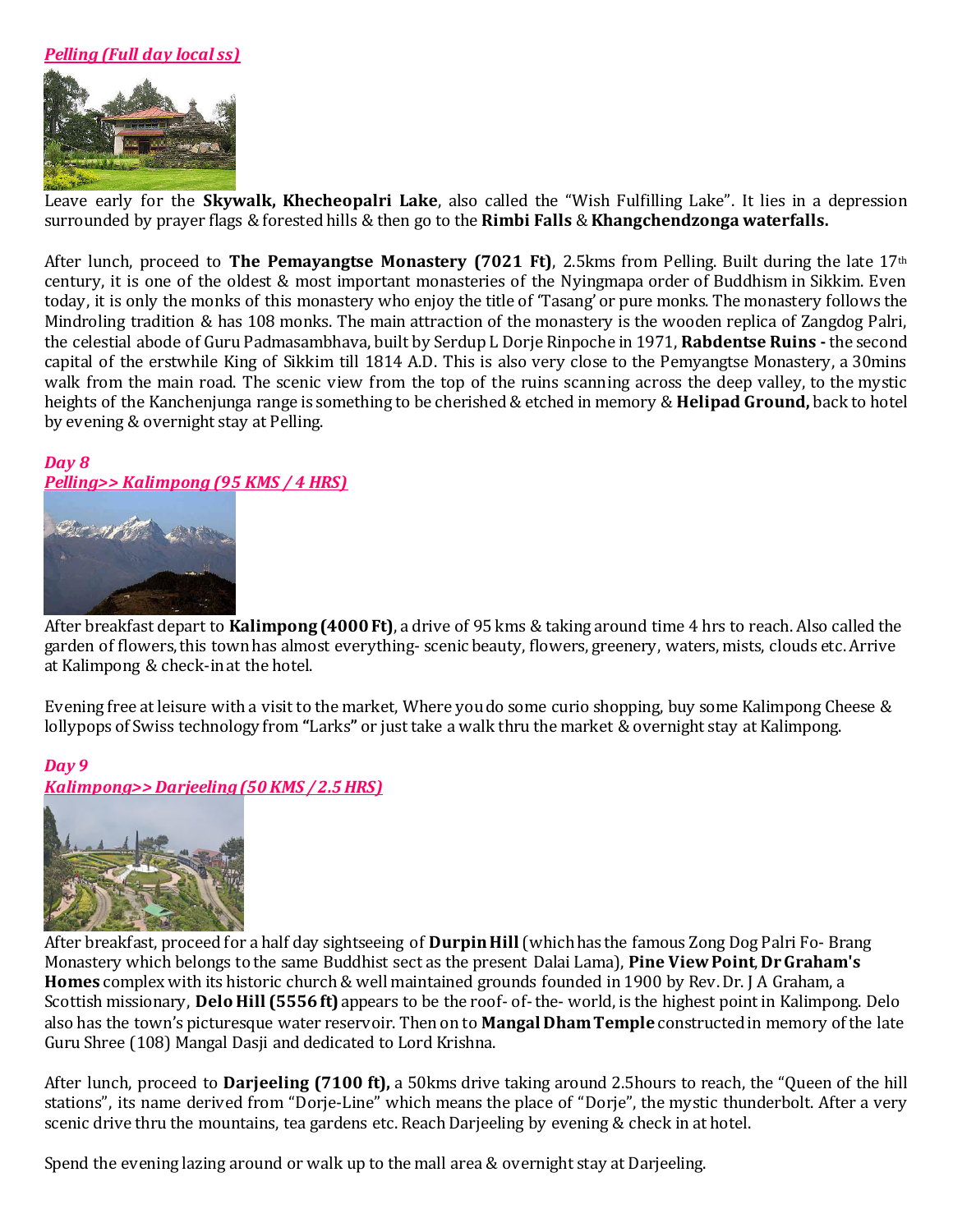***Pelling (Full day local ss)***

Leave early for the **Skywalk, Khecheopalri Lake**, also called the "Wish Fulfilling Lake". It lies in a depression surrounded by prayer flags & forested hills & then go to the **Rimbi Falls** & **Khangchendzonga waterfalls.**

After lunch, proceed to **The Pemayangtse Monastery (7021 Ft)**, 2.5kms from Pelling. Built during the late 17th century, it is one of the oldest & most important monasteries of the Nyingmapa order of Buddhism in Sikkim. Even today, it is only the monks of this monastery who enjoy the title of 'Tasang' or pure monks. The monastery follows the Mindroling tradition & has 108 monks. The main attraction of the monastery is the wooden replica of Zangdog Palri, the celestial abode of Guru Padmasambhava, built by Serdup L Dorje Rinpoche in 1971, **Rabdentse Ruins -** the second capital of the erstwhile King of Sikkim till 1814 A.D. This is also very close to the Pemyangtse Monastery, a 30mins walk from the main road. The scenic view from the top of the ruins scanning across the deep valley, to the mystic heights of the Kanchenjunga range is something to be cherished & etched in memory & **Helipad Ground,** back to hotel by evening & overnight stay at Pelling.

***Day 8***
***Pelling>> Kalimpong (95 KMS / 4 HRS)***

After breakfast depart to **Kalimpong (4000 Ft)**, a drive of 95 kms & taking around time 4 hrs to reach. Also called the garden of flowers, this town has almost everything- scenic beauty, flowers, greenery, waters, mists, clouds etc. Arrive at Kalimpong & check-in at the hotel.

Evening free at leisure with a visit to the market, Where you do some curio shopping, buy some Kalimpong Cheese & lollypops of Swiss technology from **"**Larks**"** or just take a walk thru the market & overnight stay at Kalimpong.

***Day 9***
***Kalimpong>> Darjeeling (50 KMS / 2.5 HRS)***

After breakfast, proceed for a half day sightseeing of **Durpin Hill** (which has the famous Zong Dog Palri Fo- Brang Monastery which belongs to the same Buddhist sect as the present Dalai Lama), **Pine View Point**, **Dr Graham's Homes** complex with its historic church & well maintained grounds founded in 1900 by Rev. Dr. J A Graham, a Scottish missionary, **Delo Hill (5556 ft)** appears to be the roof- of- the- world, is the highest point in Kalimpong. Delo also has the town's picturesque water reservoir. Then on to **Mangal Dham Temple** constructed in memory of the late Guru Shree (108) Mangal Dasji and dedicated to Lord Krishna.

After lunch, proceed to **Darjeeling (7100 ft),** a 50kms drive taking around 2.5hours to reach, the "Queen of the hill stations", its name derived from "Dorje-Line" which means the place of "Dorje", the mystic thunderbolt. After a very scenic drive thru the mountains, tea gardens etc. Reach Darjeeling by evening & check in at hotel.

Spend the evening lazing around or walk up to the mall area & overnight stay at Darjeeling.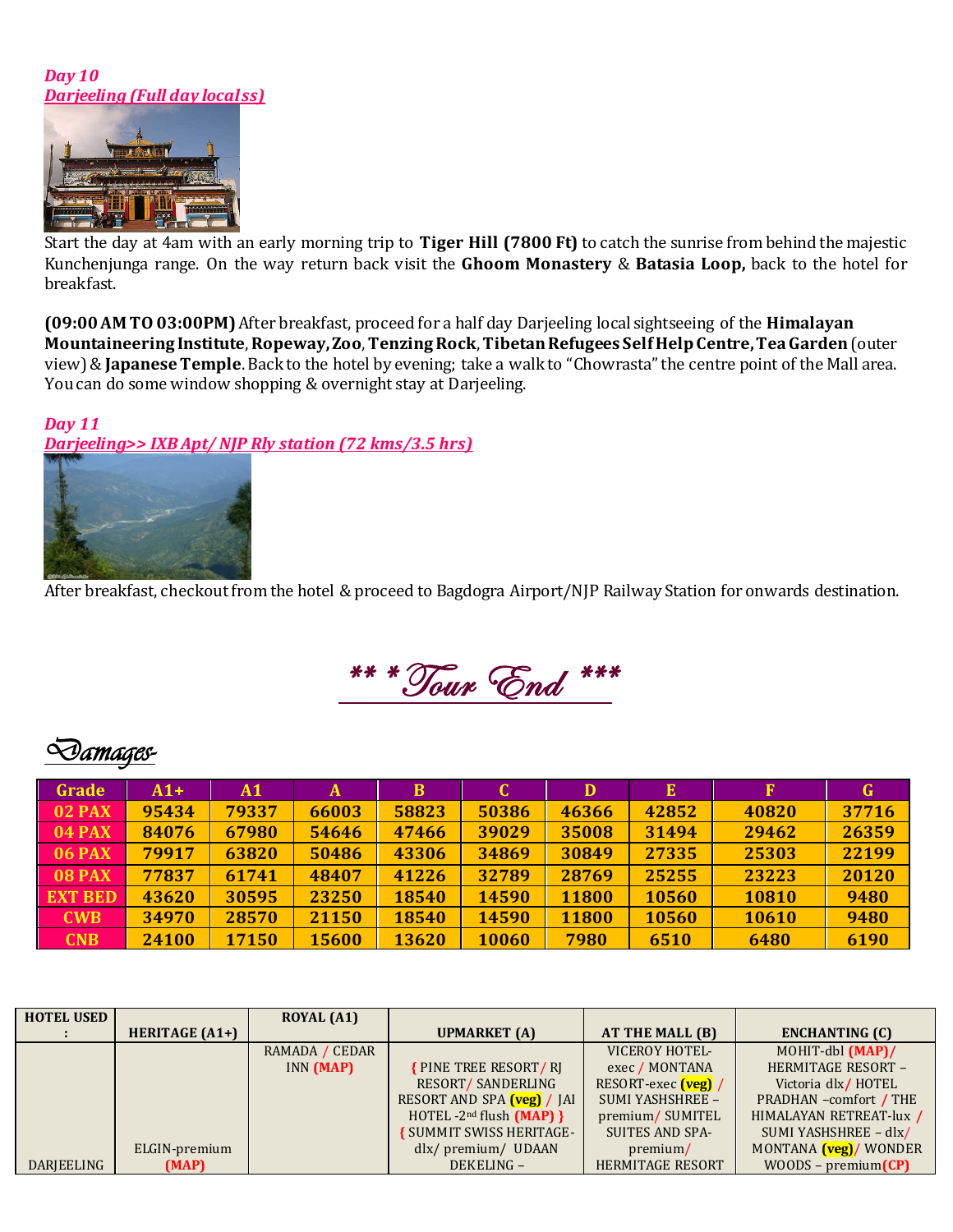***Day 10***
***Darjeeling (Full day local ss)***

Start the day at 4am with an early morning trip to **Tiger Hill (7800 Ft)** to catch the sunrise from behind the majestic Kunchenjunga range. On the way return back visit the **Ghoom Monastery** & **Batasia Loop,** back to the hotel for breakfast.

**(09:00 AM TO 03:00PM)** After breakfast, proceed for a half day Darjeeling local sightseeing of the **Himalayan Mountaineering Institute**, **Ropeway, Zoo**, **Tenzing Rock**, **Tibetan Refugees Self Help Centre, Tea Garden** (outer view) & **Japanese Temple**. Back to the hotel by evening; take a walk to "Chowrasta" the centre point of the Mall area. You can do some window shopping & overnight stay at Darjeeling.

***Day 11***
***Darjeeling>> IXB Apt/ NJP Rly station (72 kms/3.5 hrs)***

After breakfast, checkout from the hotel & proceed to Bagdogra Airport/NJP Railway Station for onwards destination.

## *** Tour End ***

## Damages-

| Grade | A1+ | A1 | A | B | C | D | E | F | G |
|---|---|---|---|---|---|---|---|---|---|
| 02 PAX | 95434 | 79337 | 66003 | 58823 | 50386 | 46366 | 42852 | 40820 | 37716 |
| 04 PAX | 84076 | 67980 | 54646 | 47466 | 39029 | 35008 | 31494 | 29462 | 26359 |
| 06 PAX | 79917 | 63820 | 50486 | 43306 | 34869 | 30849 | 27335 | 25303 | 22199 |
| 08 PAX | 77837 | 61741 | 48407 | 41226 | 32789 | 28769 | 25255 | 23223 | 20120 |
| EXT BED | 43620 | 30595 | 23250 | 18540 | 14590 | 11800 | 10560 | 10810 | 9480 |
| CWB | 34970 | 28570 | 21150 | 18540 | 14590 | 11800 | 10560 | 10610 | 9480 |
| CNB | 24100 | 17150 | 15600 | 13620 | 10060 | 7980 | 6510 | 6480 | 6190 |

| HOTEL USED : | HERITAGE (A1+) | ROYAL (A1) | UPMARKET (A) | AT THE MALL (B) | ENCHANTING (C) |
|---|---|---|---|---|---|
| DARJEELING | ELGIN-premium (MAP) | RAMADA / CEDAR INN (MAP) | { PINE TREE RESORT / RJ RESORT/ SANDERLING RESORT AND SPA (veg) / JAI HOTEL -2nd flush (MAP) } { SUMMIT SWISS HERITAGE-dlx/ premium/ UDAAN DEKELING – | VICEROY HOTEL-exec / MONTANA RESORT-exec (veg) / SUMI YASHSHREE – premium/ SUMITEL SUITES AND SPA-premium/ HERMITAGE RESORT | MOHIT-dbl (MAP)/ HERMITAGE RESORT – Victoria dlx/ HOTEL PRADHAN –comfort / THE HIMALAYAN RETREAT-lux / SUMI YASHSHREE – dlx/ MONTANA (veg)/ WONDER WOODS – premium(CP) |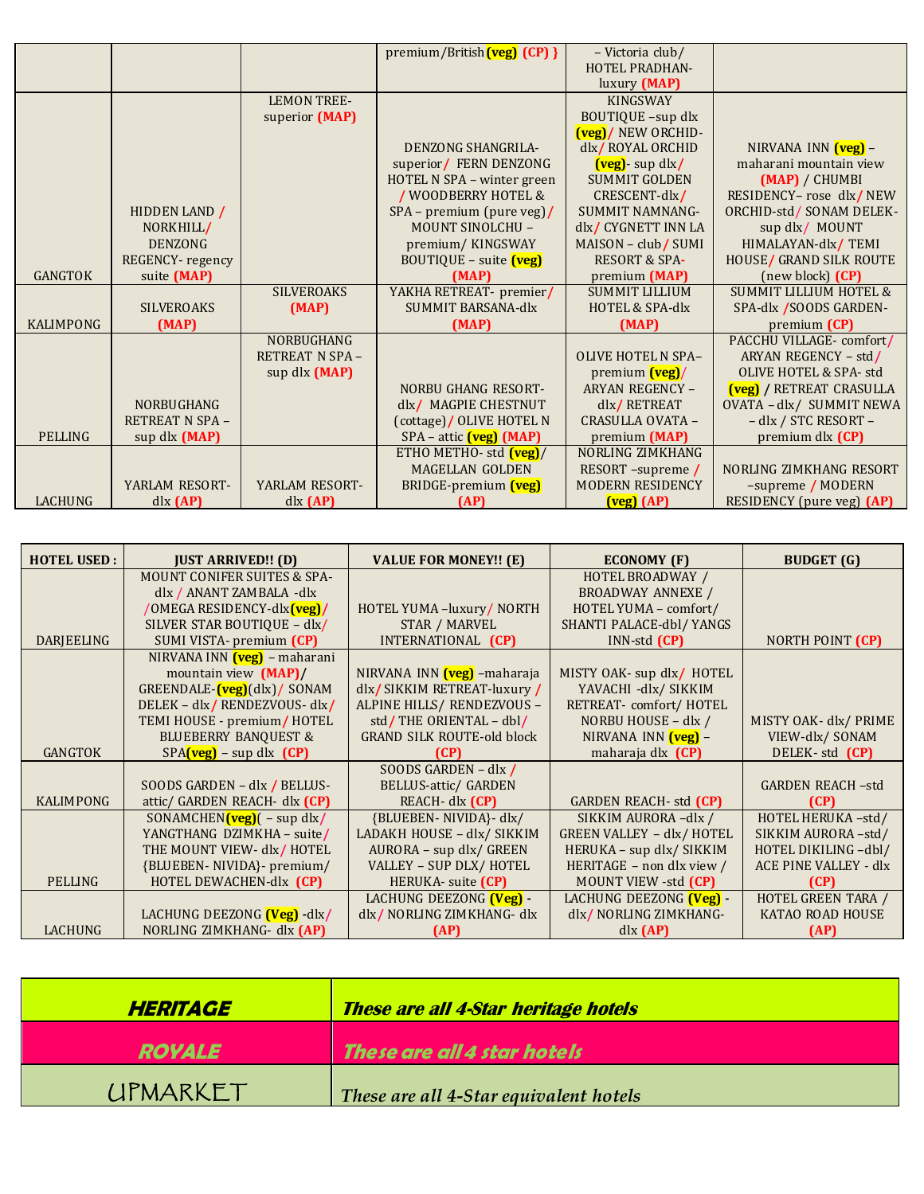| | | | | | |
|---|---|---|---|---|---|
| | | | premium/British (veg) (CP) } | – Victoria club/ HOTEL PRADHAN-luxury (MAP) | |
| GANGTOK | HIDDEN LAND / NORKHILL/ DENZONG REGENCY- regency suite (MAP) | LEMON TREE-superior (MAP) | DENZONG SHANGRILA-superior/ FERN DENZONG HOTEL N SPA – winter green / WOODBERRY HOTEL & SPA – premium (pure veg)/ MOUNT SINOLCHU – premium/ KINGSWAY BOUTIQUE – suite (veg) | KINGSWAY BOUTIQUE –sup dlx (veg)/ NEW ORCHID-dlx/ ROYAL ORCHID (veg)- sup dlx/ SUMMIT GOLDEN CRESCENT-dlx/ SUMMIT NAMNANG-dlx/ CYGNETT INN LA MAISON – club/ SUMI RESORT & SPA-premium (MAP) | NIRVANA INN (veg) – maharani mountain view (MAP) / CHUMBI RESIDENCY– rose dlx/ NEW ORCHID-std/ SONAM DELEK-sup dlx/ MOUNT HIMALAYAN-dlx/ TEMI HOUSE/ GRAND SILK ROUTE (new block) (CP) |
| KALIMPONG | SILVEROAKS (MAP) | SILVEROAKS (MAP) | YAKHA RETREAT- premier/ SUMMIT BARSANA-dlx (MAP) | SUMMIT LILLIUM HOTEL & SPA-dlx (MAP) | SUMMIT LILLIUM HOTEL & SPA-dlx /SOODS GARDEN-premium (CP) |
| PELLING | NORBUGHANG RETREAT N SPA – sup dlx (MAP) | NORBUGHANG RETREAT N SPA – sup dlx (MAP) | NORBU GHANG RESORT-dlx/ MAGPIE CHESTNUT (cottage)/ OLIVE HOTEL N SPA – attic (veg) (MAP) | OLIVE HOTEL N SPA– premium (veg)/ ARYAN REGENCY – dlx/ RETREAT CRASULLA OVATA – premium (MAP) | PACCHU VILLAGE- comfort/ ARYAN REGENCY – std/ OLIVE HOTEL & SPA- std (veg) / RETREAT CRASULLA OVATA – dlx/ SUMMIT NEWA – dlx / STC RESORT – premium dlx (CP) |
| LACHUNG | YARLAM RESORT-dlx (AP) | YARLAM RESORT-dlx (AP) | ETHO METHO- std (veg)/ MAGELLAN GOLDEN BRIDGE-premium (veg) (AP) | NORLING ZIMKHANG RESORT –supreme / MODERN RESIDENCY (veg) (AP) | NORLING ZIMKHANG RESORT –supreme / MODERN RESIDENCY (pure veg) (AP) |

| HOTEL USED : | JUST ARRIVED!! (D) | VALUE FOR MONEY!! (E) | ECONOMY (F) | BUDGET (G) |
|---|---|---|---|---|
| DARJEELING | MOUNT CONIFER SUITES & SPA-dlx / ANANT ZAMBALA -dlx /OMEGA RESIDENCY-dlx(veg)/ SILVER STAR BOUTIQUE – dlx/ SUMI VISTA- premium (CP) | HOTEL YUMA –luxury/ NORTH STAR / MARVEL INTERNATIONAL (CP) | HOTEL BROADWAY / BROADWAY ANNEXE / HOTEL YUMA – comfort/ SHANTI PALACE-dbl/ YANGS INN-std (CP) | NORTH POINT (CP) |
| GANGTOK | NIRVANA INN (veg) – maharani mountain view (MAP)/ GREENDALE-(veg)(dlx)/ SONAM DELEK – dlx/ RENDEZVOUS- dlx/ TEMI HOUSE - premium/ HOTEL BLUEBERRY BANQUEST & SPA(veg) – sup dlx (CP) | NIRVANA INN (veg) –maharaja dlx/ SIKKIM RETREAT-luxury / ALPINE HILLS/ RENDEZVOUS – std/ THE ORIENTAL – dbl/ GRAND SILK ROUTE-old block (CP) | MISTY OAK- sup dlx/ HOTEL YAVACHI -dlx/ SIKKIM RETREAT- comfort/ HOTEL NORBU HOUSE – dlx / NIRVANA INN (veg) – maharaja dlx (CP) | MISTY OAK- dlx/ PRIME VIEW-dlx/ SONAM DELEK- std (CP) |
| KALIMPONG | SOODS GARDEN – dlx / BELLUS-attic/ GARDEN REACH- dlx (CP) | SOODS GARDEN – dlx / BELLUS-attic/ GARDEN REACH- dlx (CP) | GARDEN REACH- std (CP) | GARDEN REACH –std (CP) |
| PELLING | SONAMCHEN(veg)( – sup dlx/ YANGTHANG DZIMKHA – suite/ THE MOUNT VIEW- dlx/ HOTEL {BLUEBEN- NIVIDA}- premium/ HOTEL DEWACHEN-dlx (CP) | {BLUEBEN- NIVIDA}- dlx/ LADAKH HOUSE – dlx/ SIKKIM AURORA – sup dlx/ GREEN VALLEY – SUP DLX/ HOTEL HERUKA- suite (CP) | SIKKIM AURORA –dlx / GREEN VALLEY – dlx/ HOTEL HERUKA – sup dlx/ SIKKIM HERITAGE – non dlx view / MOUNT VIEW -std (CP) | HOTEL HERUKA –std/ SIKKIM AURORA –std/ HOTEL DIKILING –dbl/ ACE PINE VALLEY - dlx (CP) |
| LACHUNG | LACHUNG DEEZONG (Veg) -dlx/ NORLING ZIMKHANG- dlx (AP) | LACHUNG DEEZONG (Veg) -dlx/ NORLING ZIMKHANG- dlx (AP) | LACHUNG DEEZONG (Veg) -dlx/ NORLING ZIMKHANG-dlx (AP) | HOTEL GREEN TARA / KATAO ROAD HOUSE (AP) |

| | |
|---|---|
| ***HERITAGE*** | ***These are all 4-Star heritage hotels*** |
| ***ROYALE*** | ***These are all 4 star hotels*** |
| UPMARKET | *These are all 4-Star equivalent hotels* |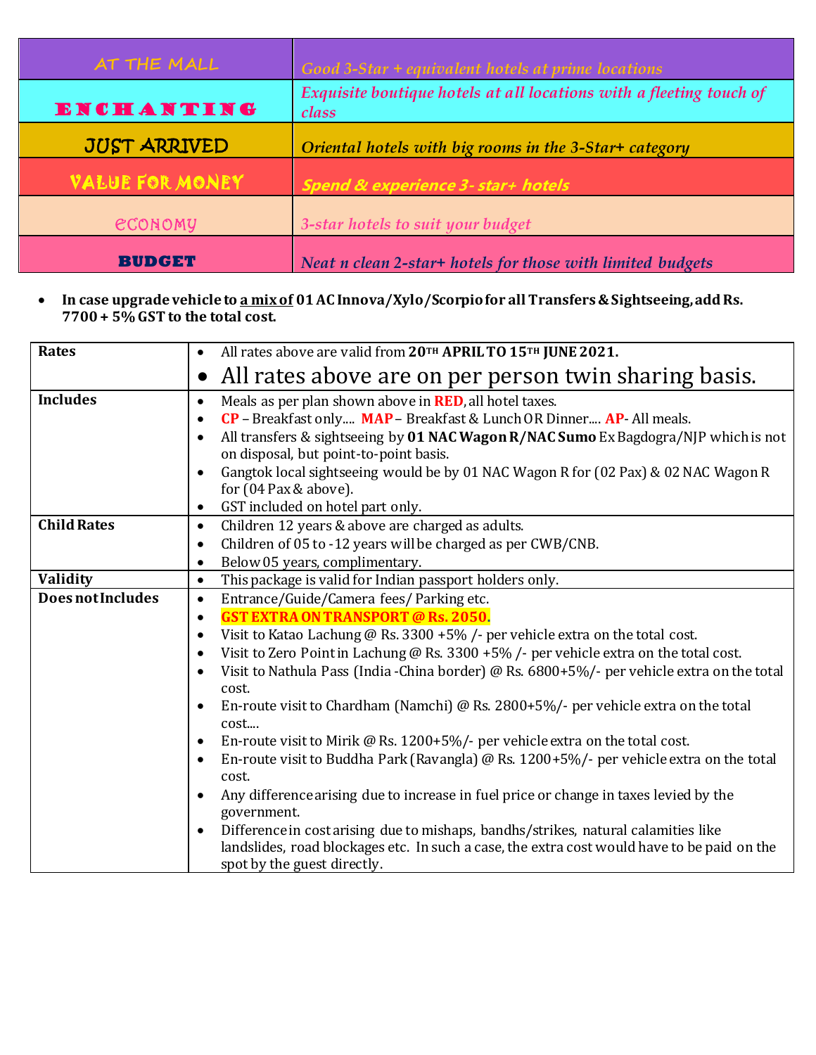| | |
|---|---|
| AT THE MALL | *Good 3-Star + equivalent hotels at prime locations* |
| ENCHANTING | *Exquisite boutique hotels at all locations with a fleeting touch of class* |
| JUST ARRIVED | *Oriental hotels with big rooms in the 3-Star+ category* |
| VALUE FOR MONEY | *Spend & experience 3- star+ hotels* |
| ECONOMY | *3-star hotels to suit your budget* |
| BUDGET | *Neat n clean 2-star+ hotels for those with limited budgets* |

- **In case upgrade vehicle to a mix of 01 AC Innova/Xylo/Scorpio for all Transfers & Sightseeing, add Rs. 7700 + 5% GST to the total cost.**

| | |
|---|---|
| **Rates** | • All rates above are valid from **20TH APRIL TO 15TH JUNE 2021.**<br>• All rates above are on per person twin sharing basis. |
| **Includes** | • Meals as per plan shown above in **RED**, all hotel taxes.<br>• **CP** – Breakfast only.... **MAP** – Breakfast & Lunch OR Dinner.... **AP**- All meals.<br>• All transfers & sightseeing by **01 NAC Wagon R/NAC Sumo** Ex Bagdogra/NJP which is not on disposal, but point-to-point basis.<br>• Gangtok local sightseeing would be by 01 NAC Wagon R for (02 Pax) & 02 NAC Wagon R for (04 Pax & above).<br>• GST included on hotel part only. |
| **Child Rates** | • Children 12 years & above are charged as adults.<br>• Children of 05 to -12 years will be charged as per CWB/CNB.<br>• Below 05 years, complimentary. |
| **Validity** | • This package is valid for Indian passport holders only. |
| **Does not Includes** | • Entrance/Guide/Camera fees/ Parking etc.<br>• **GST EXTRA ON TRANSPORT @ Rs. 2050.**<br>• Visit to Katao Lachung @ Rs. 3300 +5% /- per vehicle extra on the total cost.<br>• Visit to Zero Point in Lachung @ Rs. 3300 +5% /- per vehicle extra on the total cost.<br>• Visit to Nathula Pass (India -China border) @ Rs. 6800+5%/- per vehicle extra on the total cost.<br>• En-route visit to Chardham (Namchi) @ Rs. 2800+5%/- per vehicle extra on the total cost....<br>• En-route visit to Mirik @ Rs. 1200+5%/- per vehicle extra on the total cost.<br>• En-route visit to Buddha Park (Ravangla) @ Rs. 1200+5%/- per vehicle extra on the total cost.<br>• Any difference arising due to increase in fuel price or change in taxes levied by the government.<br>• Difference in cost arising due to mishaps, bandhs/strikes, natural calamities like landslides, road blockages etc. In such a case, the extra cost would have to be paid on the spot by the guest directly. |